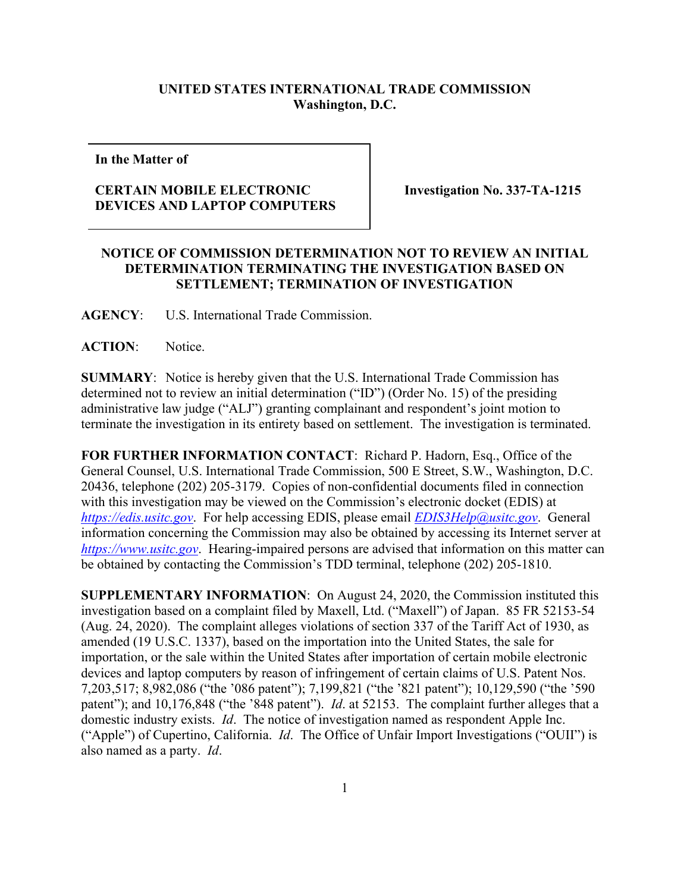**UNITED STATES INTERNATIONAL TRADE COMMISSION**
**Washington, D.C.**

| In the Matter of<br><br>**CERTAIN MOBILE ELECTRONIC DEVICES AND LAPTOP COMPUTERS** | **Investigation No. 337-TA-1215** |
|---|---|

**NOTICE OF COMMISSION DETERMINATION NOT TO REVIEW AN INITIAL DETERMINATION TERMINATING THE INVESTIGATION BASED ON SETTLEMENT; TERMINATION OF INVESTIGATION**

**AGENCY**: U.S. International Trade Commission.

**ACTION**: Notice.

**SUMMARY**: Notice is hereby given that the U.S. International Trade Commission has determined not to review an initial determination ("ID") (Order No. 15) of the presiding administrative law judge ("ALJ") granting complainant and respondent's joint motion to terminate the investigation in its entirety based on settlement. The investigation is terminated.

**FOR FURTHER INFORMATION CONTACT**: Richard P. Hadorn, Esq., Office of the General Counsel, U.S. International Trade Commission, 500 E Street, S.W., Washington, D.C. 20436, telephone (202) 205-3179. Copies of non-confidential documents filed in connection with this investigation may be viewed on the Commission's electronic docket (EDIS) at *https://edis.usitc.gov*. For help accessing EDIS, please email *EDIS3Help@usitc.gov*. General information concerning the Commission may also be obtained by accessing its Internet server at *https://www.usitc.gov*. Hearing-impaired persons are advised that information on this matter can be obtained by contacting the Commission's TDD terminal, telephone (202) 205-1810.

**SUPPLEMENTARY INFORMATION**: On August 24, 2020, the Commission instituted this investigation based on a complaint filed by Maxell, Ltd. ("Maxell") of Japan. 85 FR 52153-54 (Aug. 24, 2020). The complaint alleges violations of section 337 of the Tariff Act of 1930, as amended (19 U.S.C. 1337), based on the importation into the United States, the sale for importation, or the sale within the United States after importation of certain mobile electronic devices and laptop computers by reason of infringement of certain claims of U.S. Patent Nos. 7,203,517; 8,982,086 ("the '086 patent"); 7,199,821 ("the '821 patent"); 10,129,590 ("the '590 patent"); and 10,176,848 ("the '848 patent"). *Id*. at 52153. The complaint further alleges that a domestic industry exists. *Id*. The notice of investigation named as respondent Apple Inc. ("Apple") of Cupertino, California. *Id*. The Office of Unfair Import Investigations ("OUII") is also named as a party. *Id*.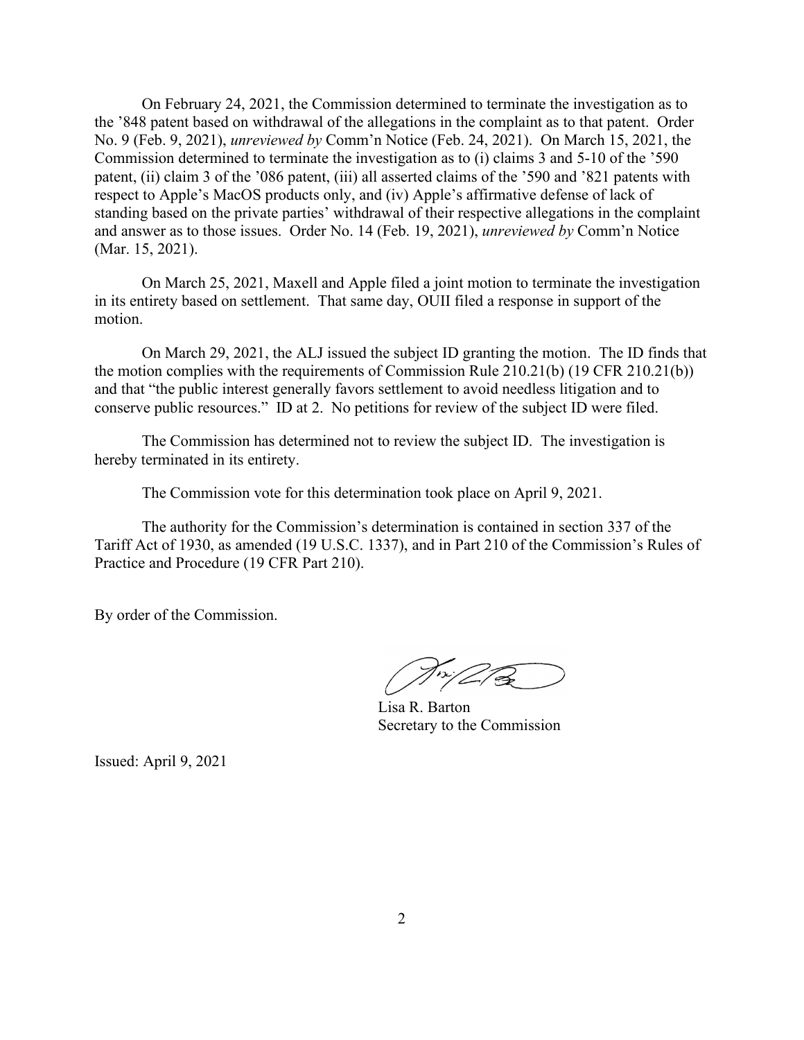On February 24, 2021, the Commission determined to terminate the investigation as to the '848 patent based on withdrawal of the allegations in the complaint as to that patent. Order No. 9 (Feb. 9, 2021), *unreviewed by* Comm'n Notice (Feb. 24, 2021). On March 15, 2021, the Commission determined to terminate the investigation as to (i) claims 3 and 5-10 of the '590 patent, (ii) claim 3 of the '086 patent, (iii) all asserted claims of the '590 and '821 patents with respect to Apple's MacOS products only, and (iv) Apple's affirmative defense of lack of standing based on the private parties' withdrawal of their respective allegations in the complaint and answer as to those issues. Order No. 14 (Feb. 19, 2021), *unreviewed by* Comm'n Notice (Mar. 15, 2021).

On March 25, 2021, Maxell and Apple filed a joint motion to terminate the investigation in its entirety based on settlement. That same day, OUII filed a response in support of the motion.

On March 29, 2021, the ALJ issued the subject ID granting the motion. The ID finds that the motion complies with the requirements of Commission Rule 210.21(b) (19 CFR 210.21(b)) and that "the public interest generally favors settlement to avoid needless litigation and to conserve public resources." ID at 2. No petitions for review of the subject ID were filed.

The Commission has determined not to review the subject ID. The investigation is hereby terminated in its entirety.

The Commission vote for this determination took place on April 9, 2021.

The authority for the Commission's determination is contained in section 337 of the Tariff Act of 1930, as amended (19 U.S.C. 1337), and in Part 210 of the Commission's Rules of Practice and Procedure (19 CFR Part 210).

By order of the Commission.

Lisa R. Barton
Secretary to the Commission

Issued: April 9, 2021